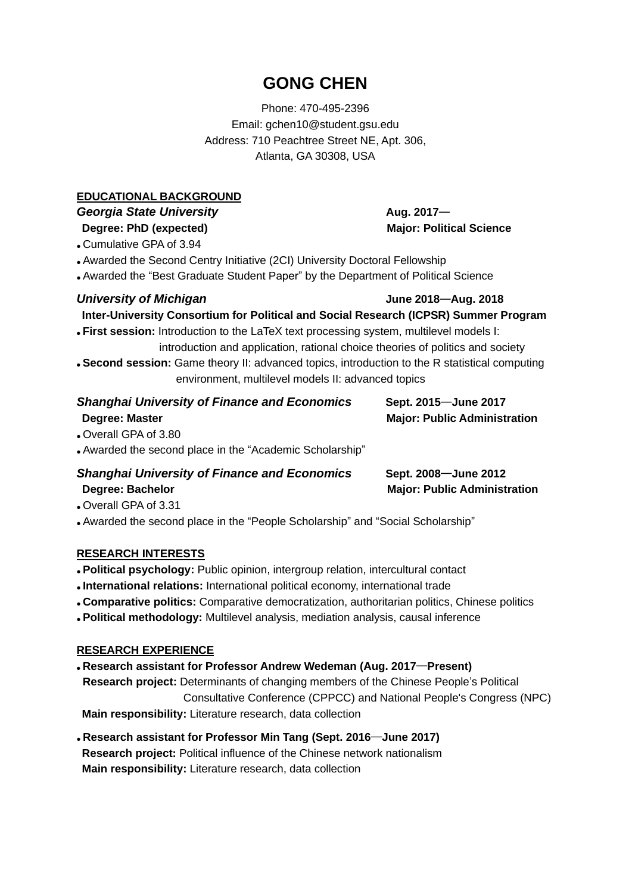# GONG CHEN

Phone: 470-495-2396
Email: gchen10@student.gsu.edu
Address: 710 Peachtree Street NE, Apt. 306,
Atlanta, GA 30308, USA

## EDUCATIONAL BACKGROUND

***Georgia State University*** **Aug. 2017—**
**Degree: PhD (expected)** **Major: Political Science**

- Cumulative GPA of 3.94
- Awarded the Second Centry Initiative (2CI) University Doctoral Fellowship
- Awarded the “Best Graduate Student Paper” by the Department of Political Science

***University of Michigan*** **June 2018—Aug. 2018**
**Inter-University Consortium for Political and Social Research (ICPSR) Summer Program**

- **First session:** Introduction to the LaTeX text processing system, multilevel models I: introduction and application, rational choice theories of politics and society
- **Second session:** Game theory II: advanced topics, introduction to the R statistical computing environment, multilevel models II: advanced topics

***Shanghai University of Finance and Economics*** **Sept. 2015—June 2017**
**Degree: Master** **Major: Public Administration**

- Overall GPA of 3.80
- Awarded the second place in the “Academic Scholarship”

***Shanghai University of Finance and Economics*** **Sept. 2008—June 2012**
**Degree: Bachelor** **Major: Public Administration**

- Overall GPA of 3.31
- Awarded the second place in the “People Scholarship” and “Social Scholarship”

## RESEARCH INTERESTS

- **Political psychology:** Public opinion, intergroup relation, intercultural contact
- **International relations:** International political economy, international trade
- **Comparative politics:** Comparative democratization, authoritarian politics, Chinese politics
- **Political methodology:** Multilevel analysis, mediation analysis, causal inference

## RESEARCH EXPERIENCE

- **Research assistant for Professor Andrew Wedeman (Aug. 2017—Present)**
  **Research project:** Determinants of changing members of the Chinese People’s Political Consultative Conference (CPPCC) and National People's Congress (NPC)
  **Main responsibility:** Literature research, data collection
- **Research assistant for Professor Min Tang (Sept. 2016—June 2017)**
  **Research project:** Political influence of the Chinese network nationalism
  **Main responsibility:** Literature research, data collection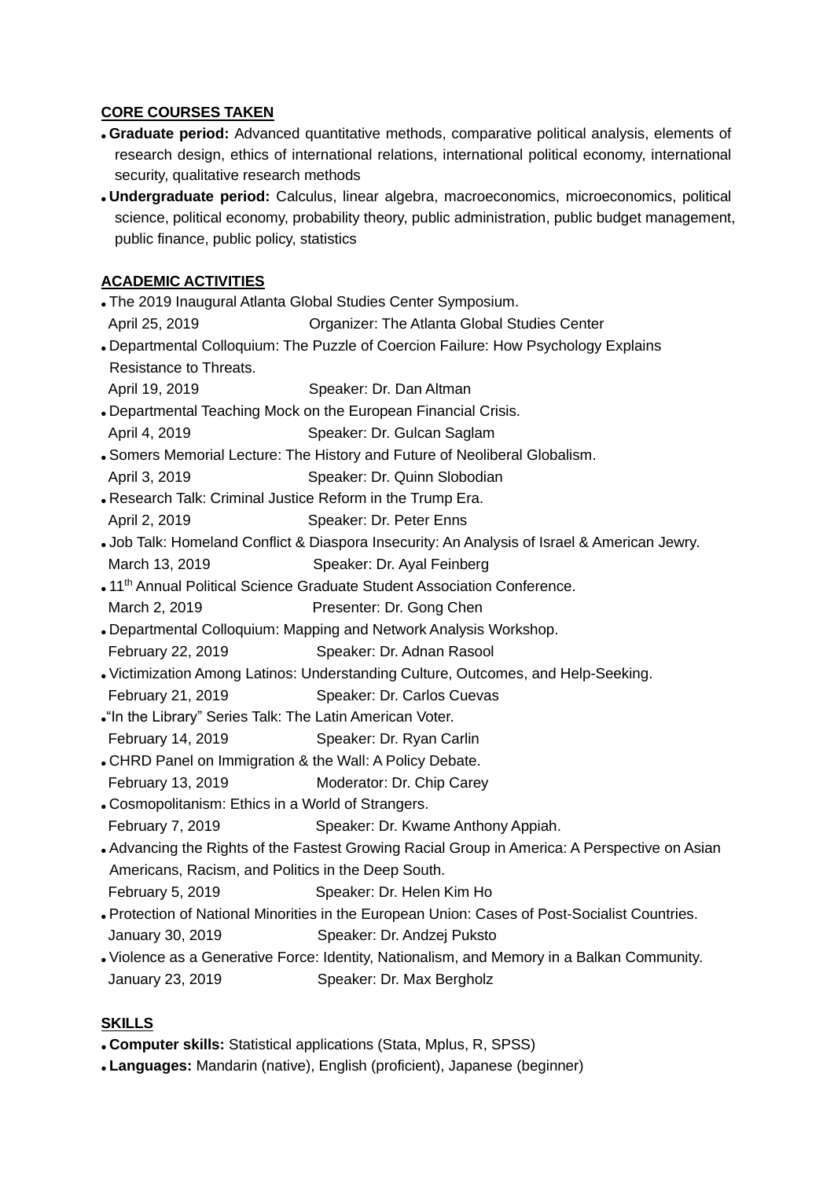## CORE COURSES TAKEN

- **Graduate period:** Advanced quantitative methods, comparative political analysis, elements of research design, ethics of international relations, international political economy, international security, qualitative research methods
- **Undergraduate period:** Calculus, linear algebra, macroeconomics, microeconomics, political science, political economy, probability theory, public administration, public budget management, public finance, public policy, statistics

## ACADEMIC ACTIVITIES

- The 2019 Inaugural Atlanta Global Studies Center Symposium.
  April 25, 2019 Organizer: The Atlanta Global Studies Center
- Departmental Colloquium: The Puzzle of Coercion Failure: How Psychology Explains Resistance to Threats.
  April 19, 2019 Speaker: Dr. Dan Altman
- Departmental Teaching Mock on the European Financial Crisis.
  April 4, 2019 Speaker: Dr. Gulcan Saglam
- Somers Memorial Lecture: The History and Future of Neoliberal Globalism.
  April 3, 2019 Speaker: Dr. Quinn Slobodian
- Research Talk: Criminal Justice Reform in the Trump Era.
  April 2, 2019 Speaker: Dr. Peter Enns
- Job Talk: Homeland Conflict & Diaspora Insecurity: An Analysis of Israel & American Jewry.
  March 13, 2019 Speaker: Dr. Ayal Feinberg
- 11th Annual Political Science Graduate Student Association Conference.
  March 2, 2019 Presenter: Dr. Gong Chen
- Departmental Colloquium: Mapping and Network Analysis Workshop.
  February 22, 2019 Speaker: Dr. Adnan Rasool
- Victimization Among Latinos: Understanding Culture, Outcomes, and Help-Seeking.
  February 21, 2019 Speaker: Dr. Carlos Cuevas
- "In the Library" Series Talk: The Latin American Voter.
  February 14, 2019 Speaker: Dr. Ryan Carlin
- CHRD Panel on Immigration & the Wall: A Policy Debate.
  February 13, 2019 Moderator: Dr. Chip Carey
- Cosmopolitanism: Ethics in a World of Strangers.
  February 7, 2019 Speaker: Dr. Kwame Anthony Appiah.
- Advancing the Rights of the Fastest Growing Racial Group in America: A Perspective on Asian Americans, Racism, and Politics in the Deep South.
  February 5, 2019 Speaker: Dr. Helen Kim Ho
- Protection of National Minorities in the European Union: Cases of Post-Socialist Countries.
  January 30, 2019 Speaker: Dr. Andzej Puksto
- Violence as a Generative Force: Identity, Nationalism, and Memory in a Balkan Community.
  January 23, 2019 Speaker: Dr. Max Bergholz

## SKILLS

- **Computer skills:** Statistical applications (Stata, Mplus, R, SPSS)
- **Languages:** Mandarin (native), English (proficient), Japanese (beginner)